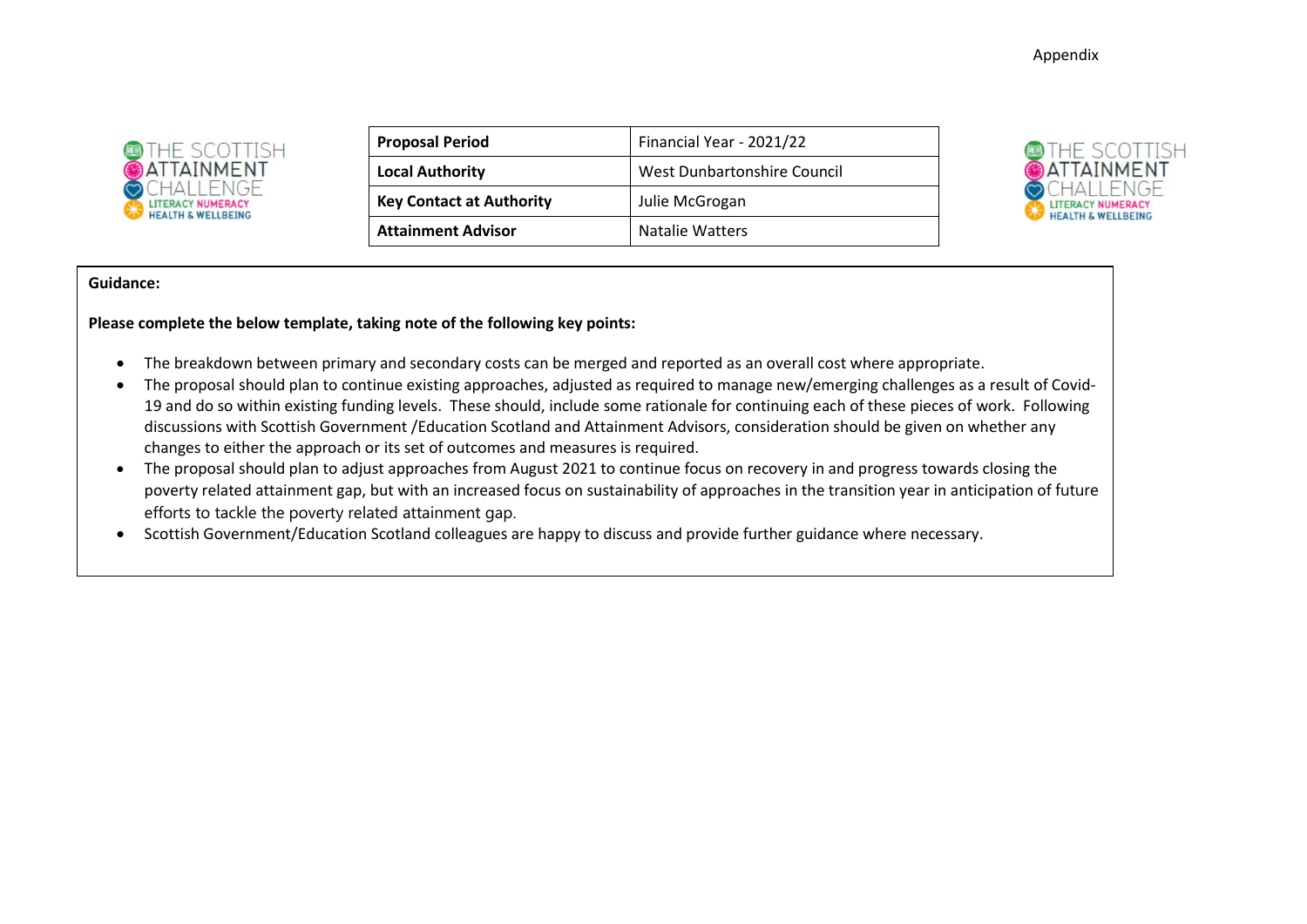Appendix

| Proposal Period | Financial Year - 2021/22 |
|---|---|
| Local Authority | West Dunbartonshire Council |
| Key Contact at Authority | Julie McGrogan |
| Attainment Advisor | Natalie Watters |

**Guidance:**

**Please complete the below template, taking note of the following key points:**

- The breakdown between primary and secondary costs can be merged and reported as an overall cost where appropriate.
- The proposal should plan to continue existing approaches, adjusted as required to manage new/emerging challenges as a result of Covid-19 and do so within existing funding levels. These should, include some rationale for continuing each of these pieces of work. Following discussions with Scottish Government /Education Scotland and Attainment Advisors, consideration should be given on whether any changes to either the approach or its set of outcomes and measures is required.
- The proposal should plan to adjust approaches from August 2021 to continue focus on recovery in and progress towards closing the poverty related attainment gap, but with an increased focus on sustainability of approaches in the transition year in anticipation of future efforts to tackle the poverty related attainment gap.
- Scottish Government/Education Scotland colleagues are happy to discuss and provide further guidance where necessary.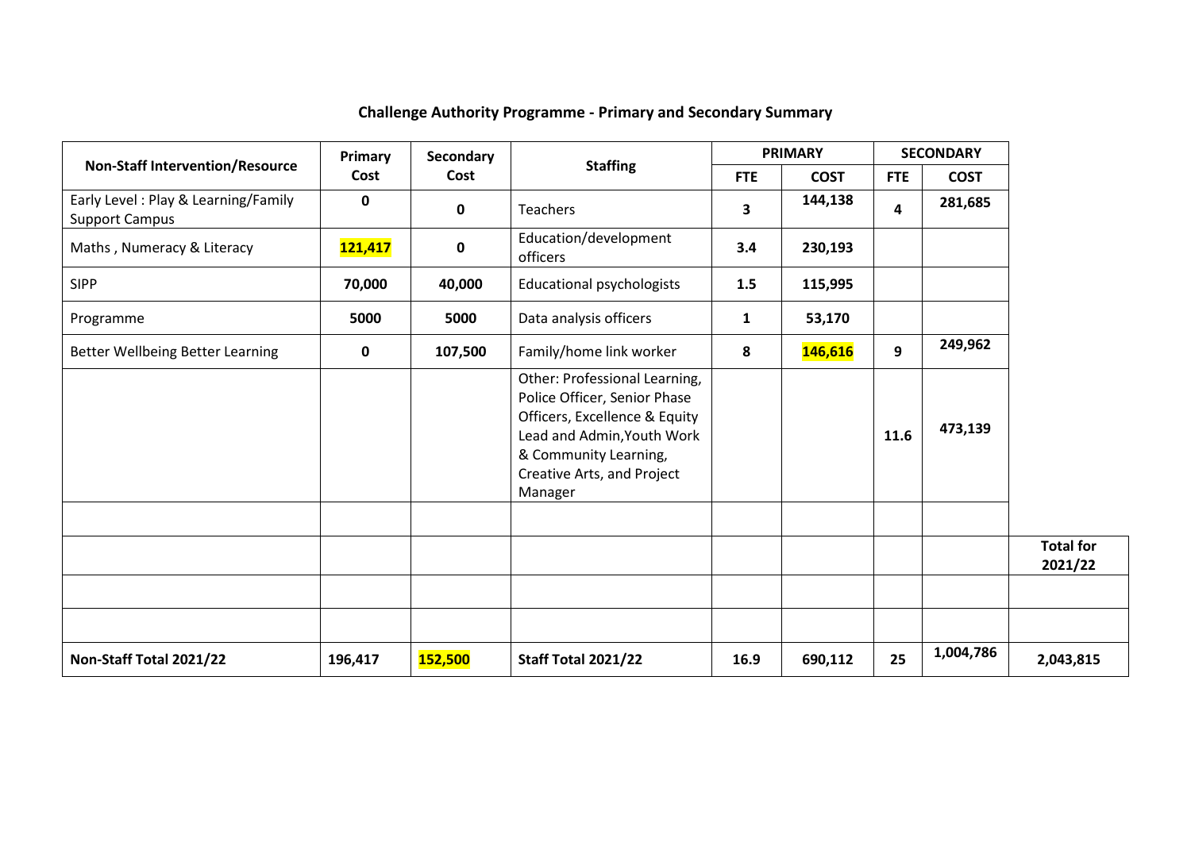**Challenge Authority Programme - Primary and Secondary Summary**

| Non-Staff Intervention/Resource | Primary Cost | Secondary Cost | Staffing | PRIMARY | | SECONDARY | | |
|---|---|---|---|---|---|---|---|---|
| | | | | FTE | COST | FTE | COST | |
| Early Level : Play & Learning/Family Support Campus | 0 | 0 | Teachers | 3 | 144,138 | 4 | 281,685 | |
| Maths , Numeracy & Literacy | 121,417 | 0 | Education/development officers | 3.4 | 230,193 | | | |
| SIPP | 70,000 | 40,000 | Educational psychologists | 1.5 | 115,995 | | | |
| Programme | 5000 | 5000 | Data analysis officers | 1 | 53,170 | | | |
| Better Wellbeing Better Learning | 0 | 107,500 | Family/home link worker | 8 | 146,616 | 9 | 249,962 | |
| | | | Other: Professional Learning, Police Officer, Senior Phase Officers, Excellence & Equity Lead and Admin,Youth Work & Community Learning, Creative Arts, and Project Manager | | | 11.6 | 473,139 | |
| | | | | | | | | |
| | | | | | | | | **Total for 2021/22** |
| | | | | | | | | |
| | | | | | | | | |
| **Non-Staff Total 2021/22** | 196,417 | 152,500 | **Staff Total 2021/22** | 16.9 | 690,112 | 25 | 1,004,786 | 2,043,815 |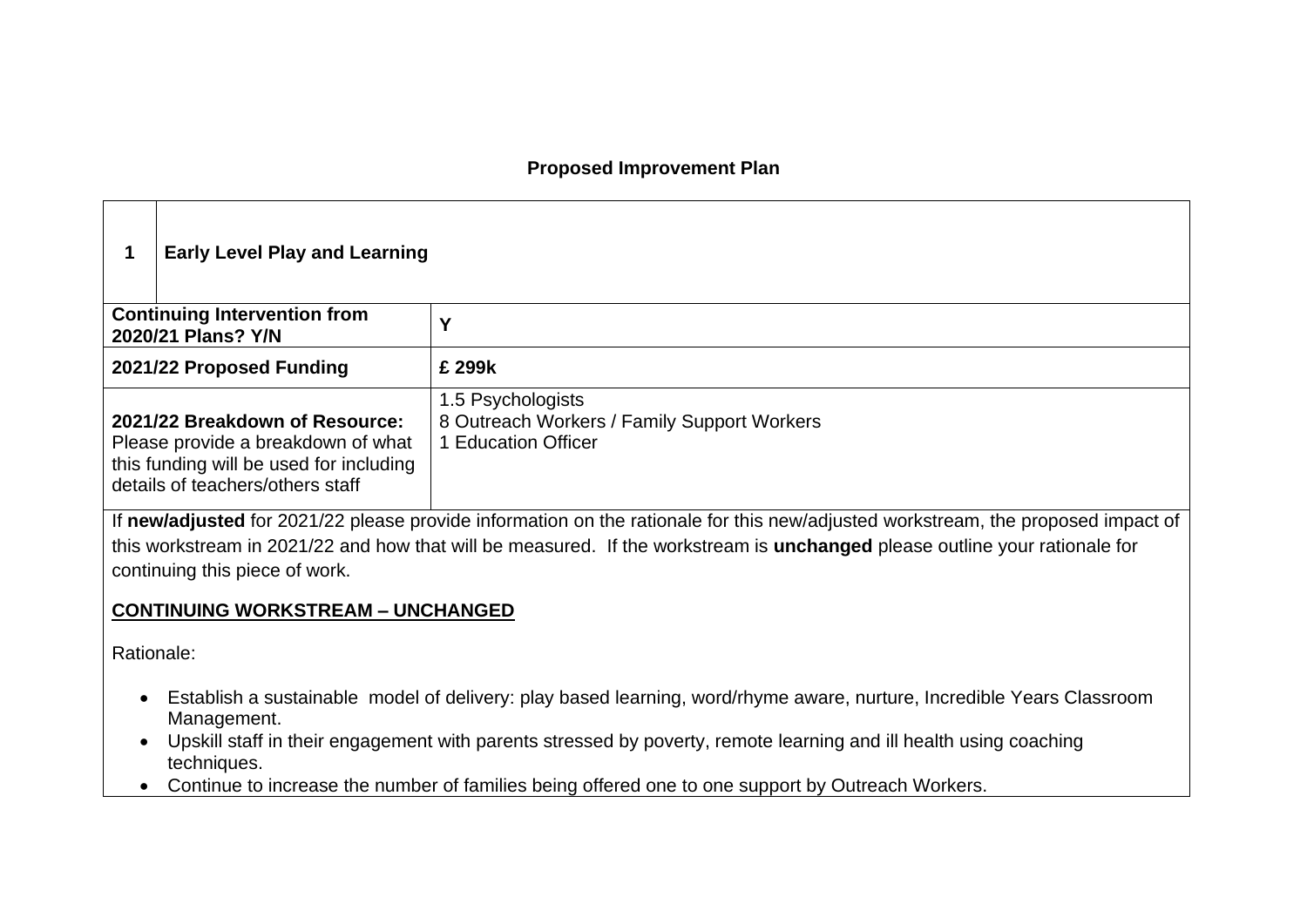## Proposed Improvement Plan

| 1 | Early Level Play and Learning |
|---|---|
| **Continuing Intervention from 2020/21 Plans? Y/N** | **Y** |
| **2021/22 Proposed Funding** | **£ 299k** |
| **2021/22 Breakdown of Resource:** Please provide a breakdown of what this funding will be used for including details of teachers/others staff | 1.5 Psychologists<br>8 Outreach Workers / Family Support Workers<br>1 Education Officer |

If **new/adjusted** for 2021/22 please provide information on the rationale for this new/adjusted workstream, the proposed impact of this workstream in 2021/22 and how that will be measured. If the workstream is **unchanged** please outline your rationale for continuing this piece of work.

**CONTINUING WORKSTREAM – UNCHANGED**

Rationale:

- Establish a sustainable model of delivery: play based learning, word/rhyme aware, nurture, Incredible Years Classroom Management.
- Upskill staff in their engagement with parents stressed by poverty, remote learning and ill health using coaching techniques.
- Continue to increase the number of families being offered one to one support by Outreach Workers.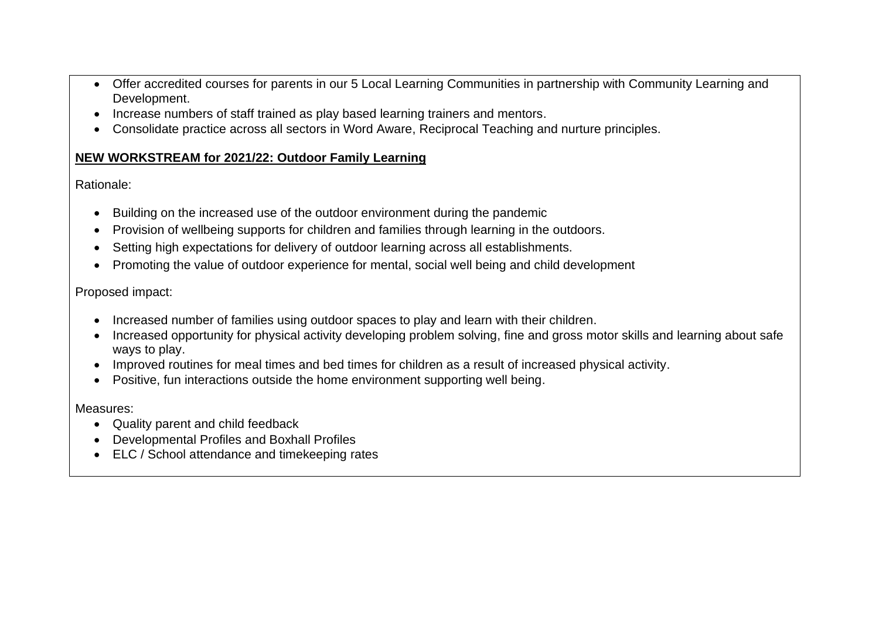- Offer accredited courses for parents in our 5 Local Learning Communities in partnership with Community Learning and Development.
- Increase numbers of staff trained as play based learning trainers and mentors.
- Consolidate practice across all sectors in Word Aware, Reciprocal Teaching and nurture principles.

**NEW WORKSTREAM for 2021/22: Outdoor Family Learning**

Rationale:

- Building on the increased use of the outdoor environment during the pandemic
- Provision of wellbeing supports for children and families through learning in the outdoors.
- Setting high expectations for delivery of outdoor learning across all establishments.
- Promoting the value of outdoor experience for mental, social well being and child development

Proposed impact:

- Increased number of families using outdoor spaces to play and learn with their children.
- Increased opportunity for physical activity developing problem solving, fine and gross motor skills and learning about safe ways to play.
- Improved routines for meal times and bed times for children as a result of increased physical activity.
- Positive, fun interactions outside the home environment supporting well being.

Measures:

- Quality parent and child feedback
- Developmental Profiles and Boxhall Profiles
- ELC / School attendance and timekeeping rates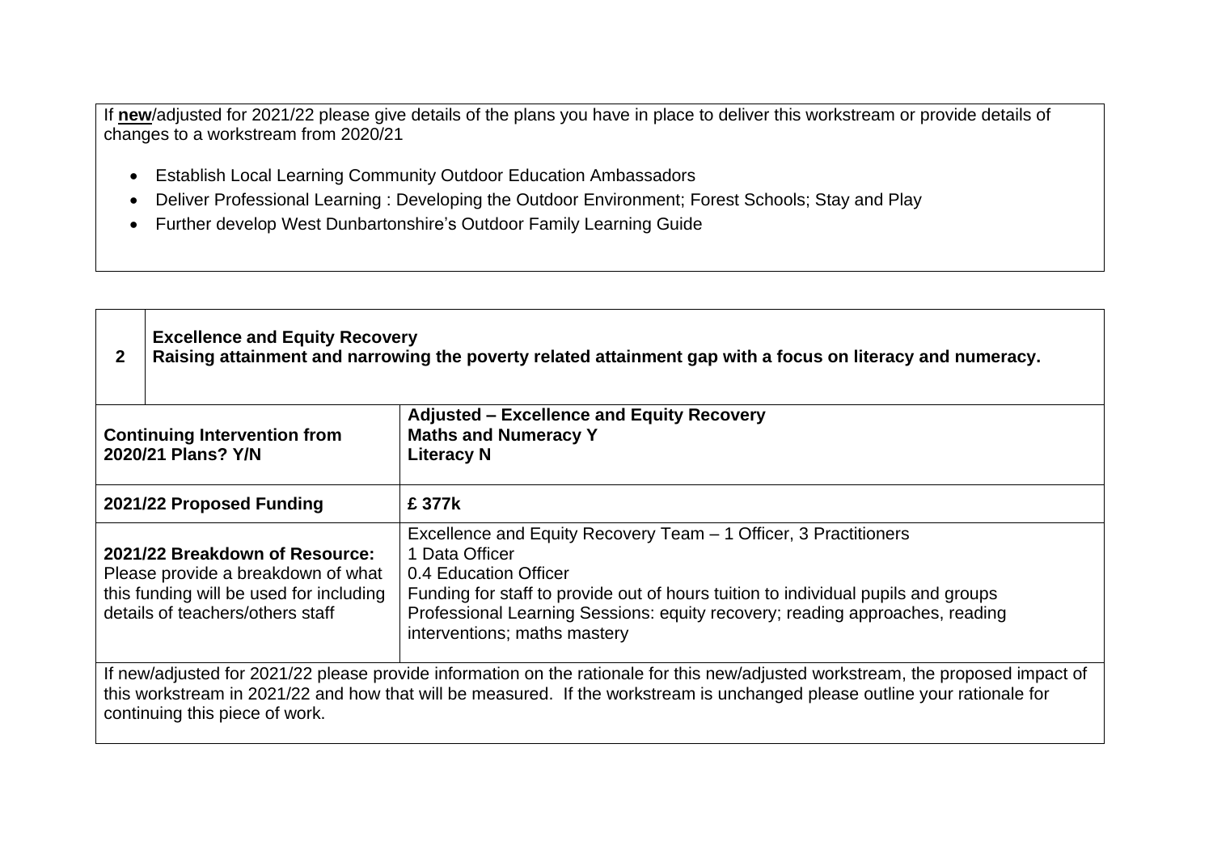| If **new**/adjusted for 2021/22 please give details of the plans you have in place to deliver this workstream or provide details of changes to a workstream from 2020/21 |
|---|
| • Establish Local Learning Community Outdoor Education Ambassadors<br>• Deliver Professional Learning : Developing the Outdoor Environment; Forest Schools; Stay and Play<br>• Further develop West Dunbartonshire's Outdoor Family Learning Guide |

| **2** | **Excellence and Equity Recovery**<br>**Raising attainment and narrowing the poverty related attainment gap with a focus on literacy and numeracy.** |
|---|---|
| **Continuing Intervention from 2020/21 Plans? Y/N** | **Adjusted – Excellence and Equity Recovery**<br>**Maths and Numeracy Y**<br>**Literacy N** |
| **2021/22 Proposed Funding** | **£ 377k** |
| **2021/22 Breakdown of Resource:** Please provide a breakdown of what this funding will be used for including details of teachers/others staff | Excellence and Equity Recovery Team – 1 Officer, 3 Practitioners<br>1 Data Officer<br>0.4 Education Officer<br>Funding for staff to provide out of hours tuition to individual pupils and groups<br>Professional Learning Sessions: equity recovery; reading approaches, reading interventions; maths mastery |
| If new/adjusted for 2021/22 please provide information on the rationale for this new/adjusted workstream, the proposed impact of this workstream in 2021/22 and how that will be measured. If the workstream is unchanged please outline your rationale for continuing this piece of work. | |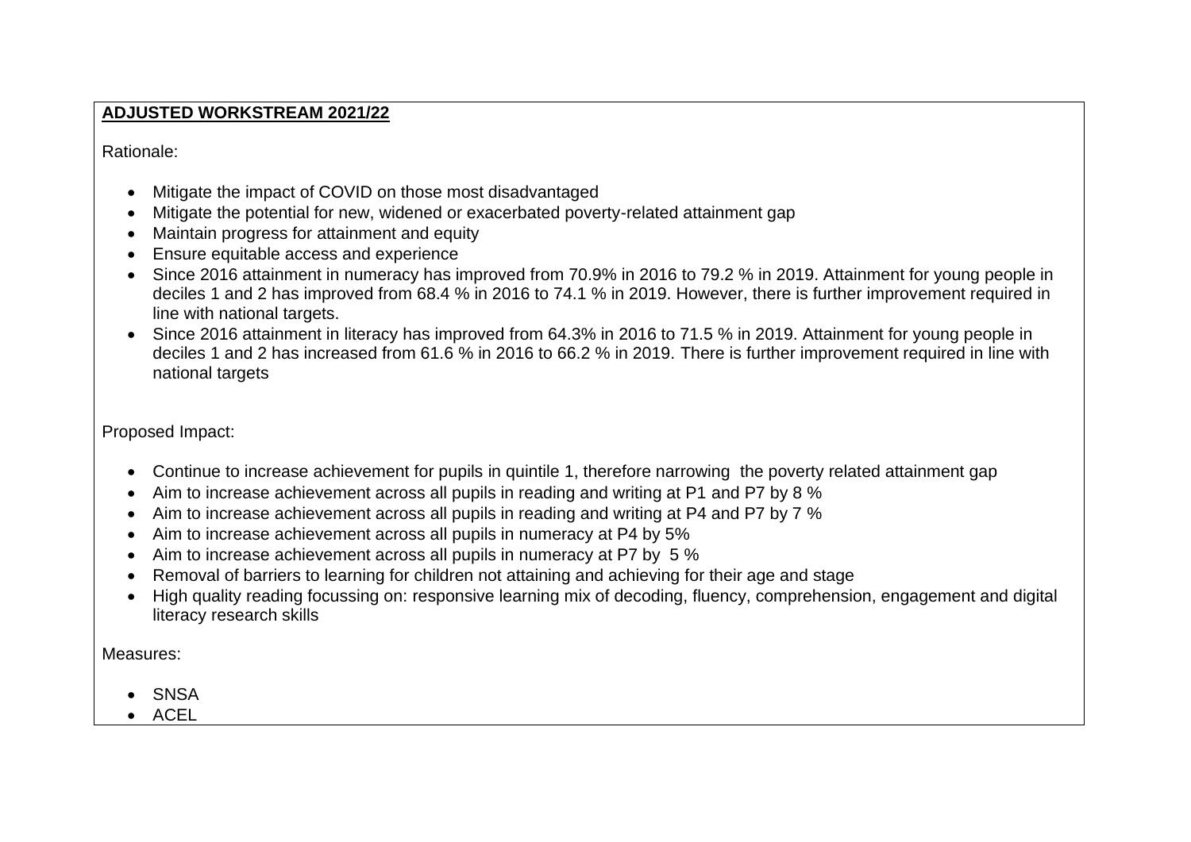**ADJUSTED WORKSTREAM 2021/22**

Rationale:

- Mitigate the impact of COVID on those most disadvantaged
- Mitigate the potential for new, widened or exacerbated poverty-related attainment gap
- Maintain progress for attainment and equity
- Ensure equitable access and experience
- Since 2016 attainment in numeracy has improved from 70.9% in 2016 to 79.2 % in 2019. Attainment for young people in deciles 1 and 2 has improved from 68.4 % in 2016 to 74.1 % in 2019. However, there is further improvement required in line with national targets.
- Since 2016 attainment in literacy has improved from 64.3% in 2016 to 71.5 % in 2019. Attainment for young people in deciles 1 and 2 has increased from 61.6 % in 2016 to 66.2 % in 2019. There is further improvement required in line with national targets

Proposed Impact:

- Continue to increase achievement for pupils in quintile 1, therefore narrowing the poverty related attainment gap
- Aim to increase achievement across all pupils in reading and writing at P1 and P7 by 8 %
- Aim to increase achievement across all pupils in reading and writing at P4 and P7 by 7 %
- Aim to increase achievement across all pupils in numeracy at P4 by 5%
- Aim to increase achievement across all pupils in numeracy at P7 by 5 %
- Removal of barriers to learning for children not attaining and achieving for their age and stage
- High quality reading focussing on: responsive learning mix of decoding, fluency, comprehension, engagement and digital literacy research skills

Measures:

- SNSA
- ACEL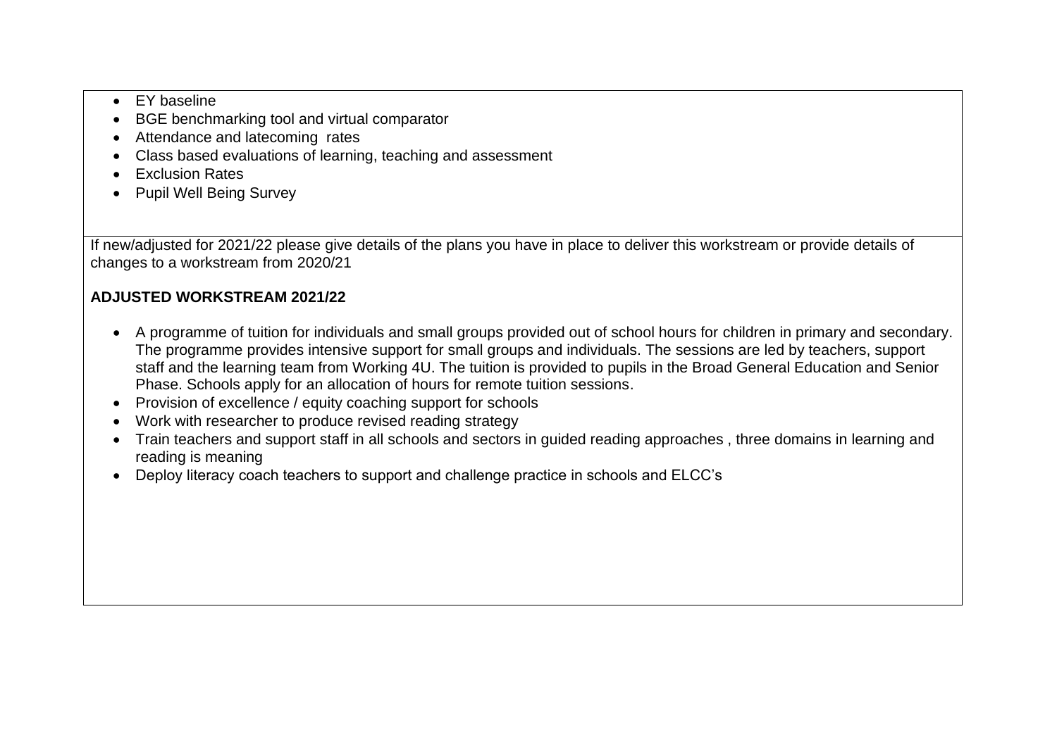- EY baseline
- BGE benchmarking tool and virtual comparator
- Attendance and latecoming  rates
- Class based evaluations of learning, teaching and assessment
- Exclusion Rates
- Pupil Well Being Survey

If new/adjusted for 2021/22 please give details of the plans you have in place to deliver this workstream or provide details of changes to a workstream from 2020/21

**ADJUSTED WORKSTREAM 2021/22**

- A programme of tuition for individuals and small groups provided out of school hours for children in primary and secondary. The programme provides intensive support for small groups and individuals. The sessions are led by teachers, support staff and the learning team from Working 4U. The tuition is provided to pupils in the Broad General Education and Senior Phase. Schools apply for an allocation of hours for remote tuition sessions.
- Provision of excellence / equity coaching support for schools
- Work with researcher to produce revised reading strategy
- Train teachers and support staff in all schools and sectors in guided reading approaches , three domains in learning and reading is meaning
- Deploy literacy coach teachers to support and challenge practice in schools and ELCC's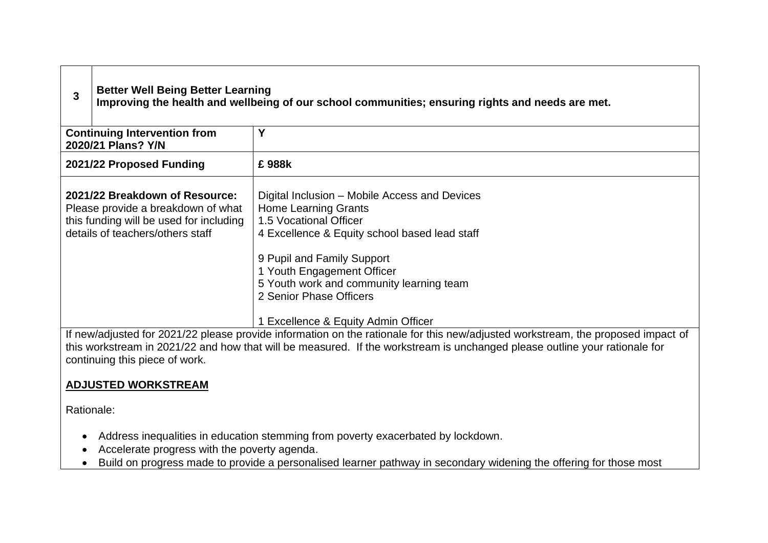| 3 | **Better Well Being Better Learning**<br>**Improving the health and wellbeing of our school communities; ensuring rights and needs are met.** |
|---|---|
| **Continuing Intervention from 2020/21 Plans? Y/N** | **Y** |
| **2021/22 Proposed Funding** | **£ 988k** |
| **2021/22 Breakdown of Resource:** Please provide a breakdown of what this funding will be used for including details of teachers/others staff | Digital Inclusion – Mobile Access and Devices<br>Home Learning Grants<br>1.5 Vocational Officer<br>4 Excellence & Equity school based lead staff<br><br>9 Pupil and Family Support<br>1 Youth Engagement Officer<br>5 Youth work and community learning team<br>2 Senior Phase Officers<br><br>1 Excellence & Equity Admin Officer |

If new/adjusted for 2021/22 please provide information on the rationale for this new/adjusted workstream, the proposed impact of this workstream in 2021/22 and how that will be measured. If the workstream is unchanged please outline your rationale for continuing this piece of work.

**ADJUSTED WORKSTREAM**

Rationale:

- Address inequalities in education stemming from poverty exacerbated by lockdown.
- Accelerate progress with the poverty agenda.
- Build on progress made to provide a personalised learner pathway in secondary widening the offering for those most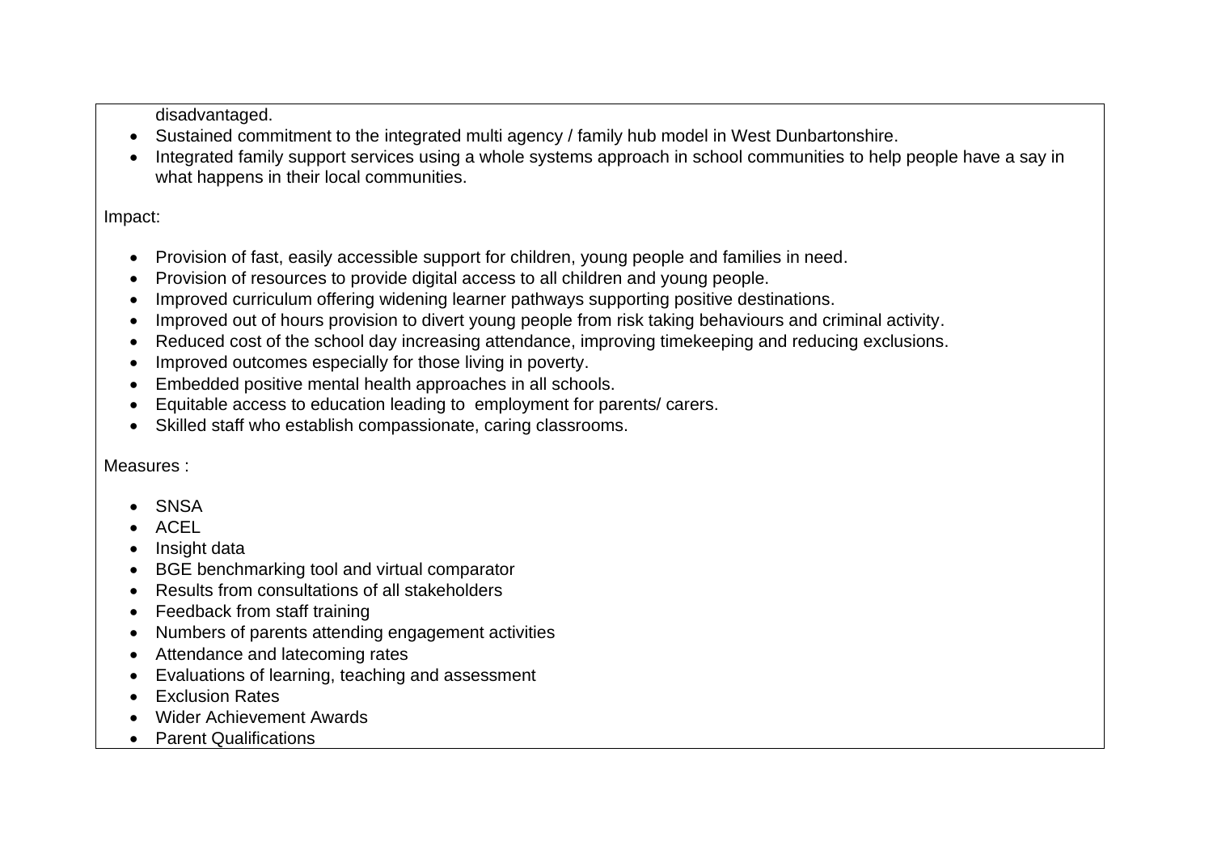disadvantaged.

- Sustained commitment to the integrated multi agency / family hub model in West Dunbartonshire.
- Integrated family support services using a whole systems approach in school communities to help people have a say in what happens in their local communities.

Impact:

- Provision of fast, easily accessible support for children, young people and families in need.
- Provision of resources to provide digital access to all children and young people.
- Improved curriculum offering widening learner pathways supporting positive destinations.
- Improved out of hours provision to divert young people from risk taking behaviours and criminal activity.
- Reduced cost of the school day increasing attendance, improving timekeeping and reducing exclusions.
- Improved outcomes especially for those living in poverty.
- Embedded positive mental health approaches in all schools.
- Equitable access to education leading to employment for parents/ carers.
- Skilled staff who establish compassionate, caring classrooms.

Measures :

- SNSA
- ACEL
- Insight data
- BGE benchmarking tool and virtual comparator
- Results from consultations of all stakeholders
- Feedback from staff training
- Numbers of parents attending engagement activities
- Attendance and latecoming rates
- Evaluations of learning, teaching and assessment
- Exclusion Rates
- Wider Achievement Awards
- Parent Qualifications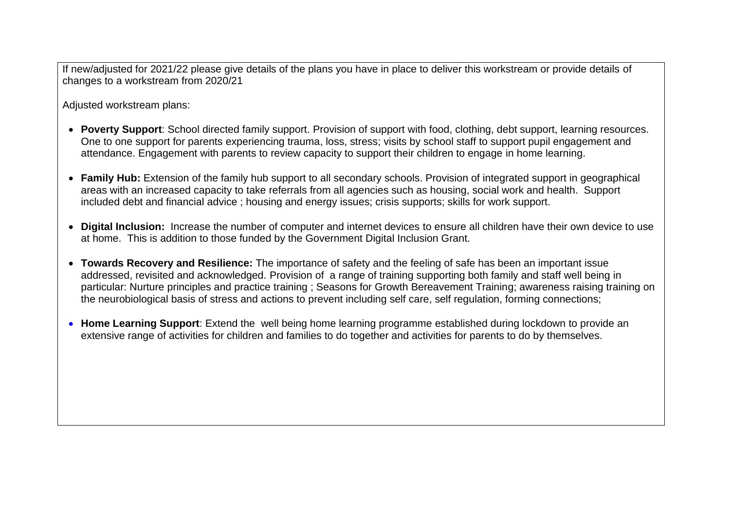If new/adjusted for 2021/22 please give details of the plans you have in place to deliver this workstream or provide details of changes to a workstream from 2020/21

Adjusted workstream plans:

- **Poverty Support**: School directed family support. Provision of support with food, clothing, debt support, learning resources. One to one support for parents experiencing trauma, loss, stress; visits by school staff to support pupil engagement and attendance. Engagement with parents to review capacity to support their children to engage in home learning.

- **Family Hub:** Extension of the family hub support to all secondary schools. Provision of integrated support in geographical areas with an increased capacity to take referrals from all agencies such as housing, social work and health. Support included debt and financial advice ; housing and energy issues; crisis supports; skills for work support.

- **Digital Inclusion:** Increase the number of computer and internet devices to ensure all children have their own device to use at home. This is addition to those funded by the Government Digital Inclusion Grant.

- **Towards Recovery and Resilience:** The importance of safety and the feeling of safe has been an important issue addressed, revisited and acknowledged. Provision of a range of training supporting both family and staff well being in particular: Nurture principles and practice training ; Seasons for Growth Bereavement Training; awareness raising training on the neurobiological basis of stress and actions to prevent including self care, self regulation, forming connections;

- **Home Learning Support**: Extend the well being home learning programme established during lockdown to provide an extensive range of activities for children and families to do together and activities for parents to do by themselves.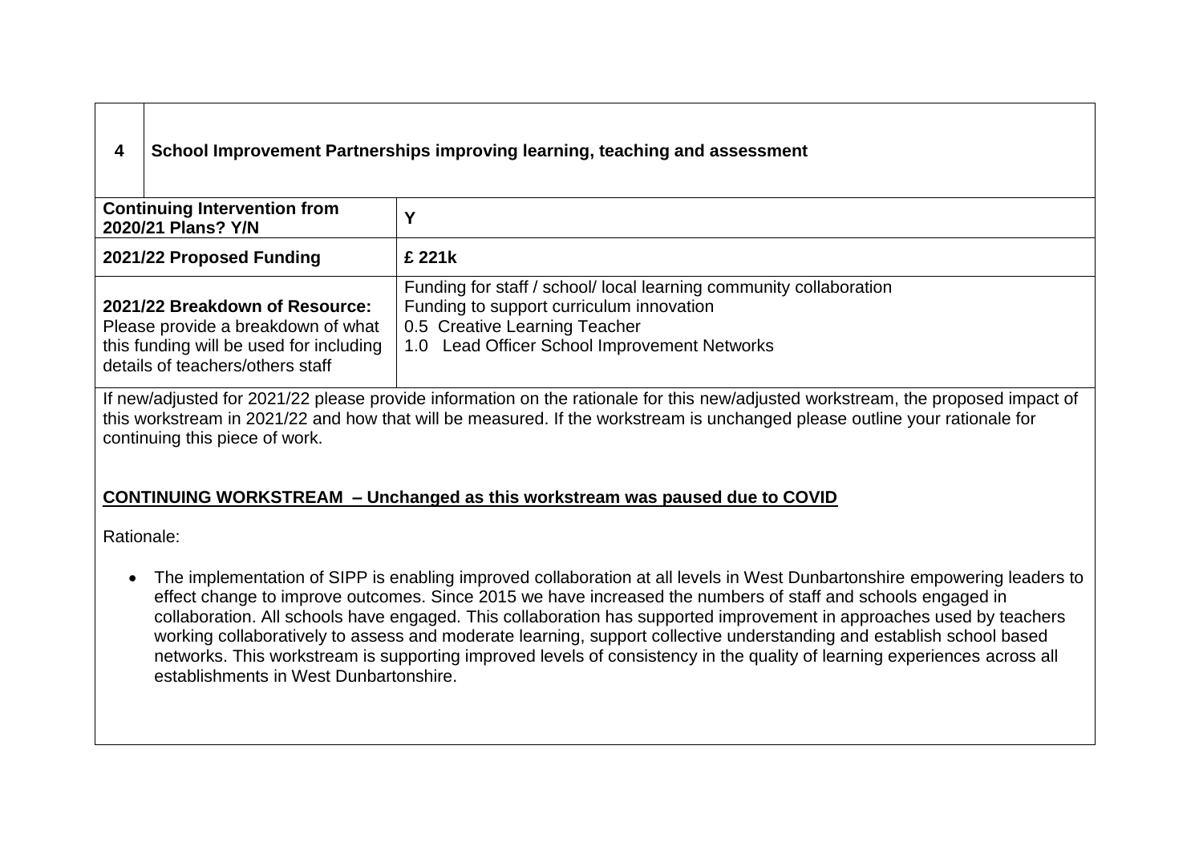| 4 | School Improvement Partnerships improving learning, teaching and assessment |
|---|---|
| **Continuing Intervention from 2020/21 Plans? Y/N** | **Y** |
| **2021/22 Proposed Funding** | **£ 221k** |
| **2021/22 Breakdown of Resource:** Please provide a breakdown of what this funding will be used for including details of teachers/others staff | Funding for staff / school/ local learning community collaboration<br>Funding to support curriculum innovation<br>0.5 Creative Learning Teacher<br>1.0 Lead Officer School Improvement Networks |

If new/adjusted for 2021/22 please provide information on the rationale for this new/adjusted workstream, the proposed impact of this workstream in 2021/22 and how that will be measured. If the workstream is unchanged please outline your rationale for continuing this piece of work.

**CONTINUING WORKSTREAM – Unchanged as this workstream was paused due to COVID**

Rationale:

- The implementation of SIPP is enabling improved collaboration at all levels in West Dunbartonshire empowering leaders to effect change to improve outcomes. Since 2015 we have increased the numbers of staff and schools engaged in collaboration. All schools have engaged. This collaboration has supported improvement in approaches used by teachers working collaboratively to assess and moderate learning, support collective understanding and establish school based networks. This workstream is supporting improved levels of consistency in the quality of learning experiences across all establishments in West Dunbartonshire.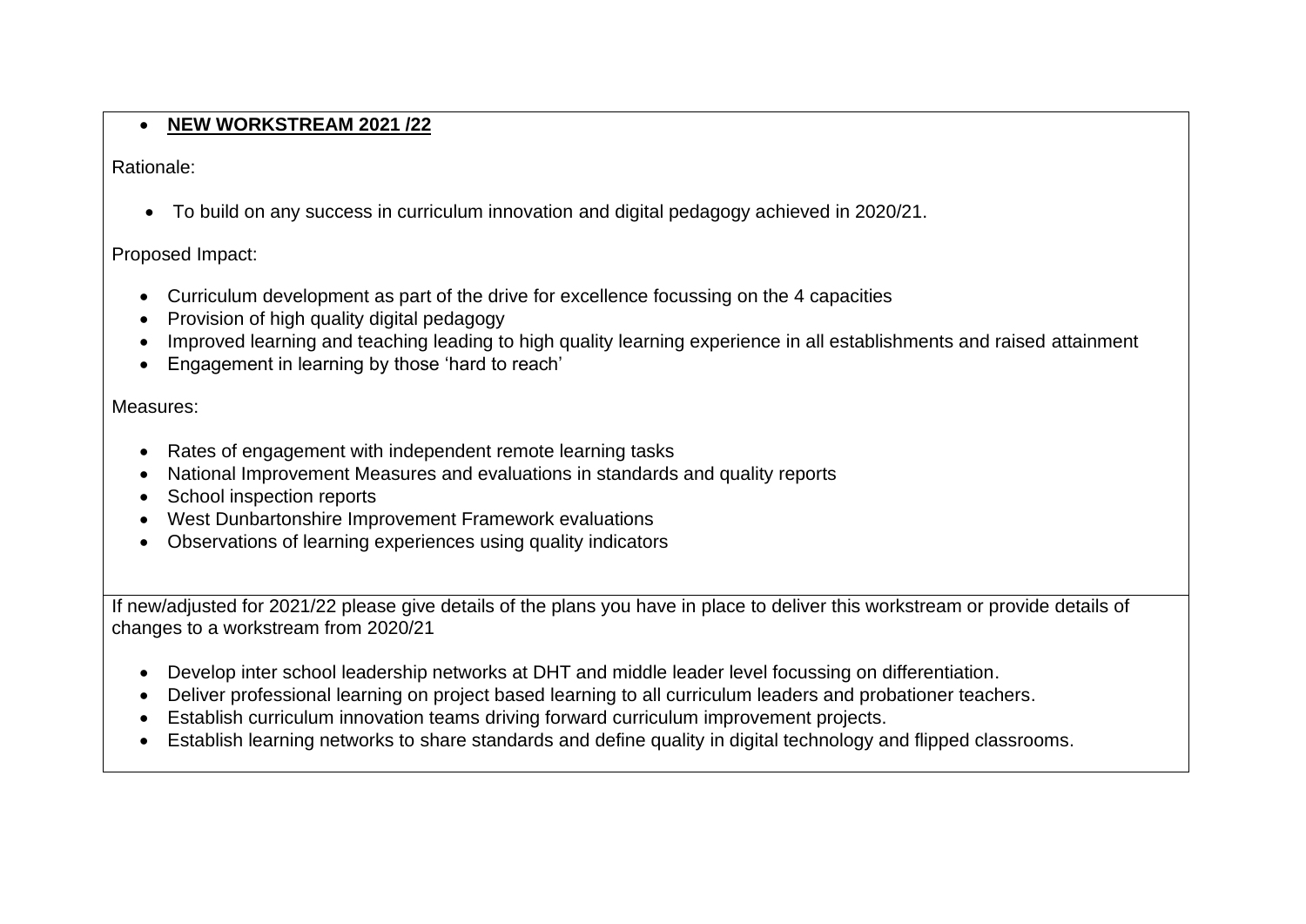- **NEW WORKSTREAM 2021 /22**

Rationale:

- To build on any success in curriculum innovation and digital pedagogy achieved in 2020/21.

Proposed Impact:

- Curriculum development as part of the drive for excellence focussing on the 4 capacities
- Provision of high quality digital pedagogy
- Improved learning and teaching leading to high quality learning experience in all establishments and raised attainment
- Engagement in learning by those 'hard to reach'

Measures:

- Rates of engagement with independent remote learning tasks
- National Improvement Measures and evaluations in standards and quality reports
- School inspection reports
- West Dunbartonshire Improvement Framework evaluations
- Observations of learning experiences using quality indicators

If new/adjusted for 2021/22 please give details of the plans you have in place to deliver this workstream or provide details of changes to a workstream from 2020/21

- Develop inter school leadership networks at DHT and middle leader level focussing on differentiation.
- Deliver professional learning on project based learning to all curriculum leaders and probationer teachers.
- Establish curriculum innovation teams driving forward curriculum improvement projects.
- Establish learning networks to share standards and define quality in digital technology and flipped classrooms.